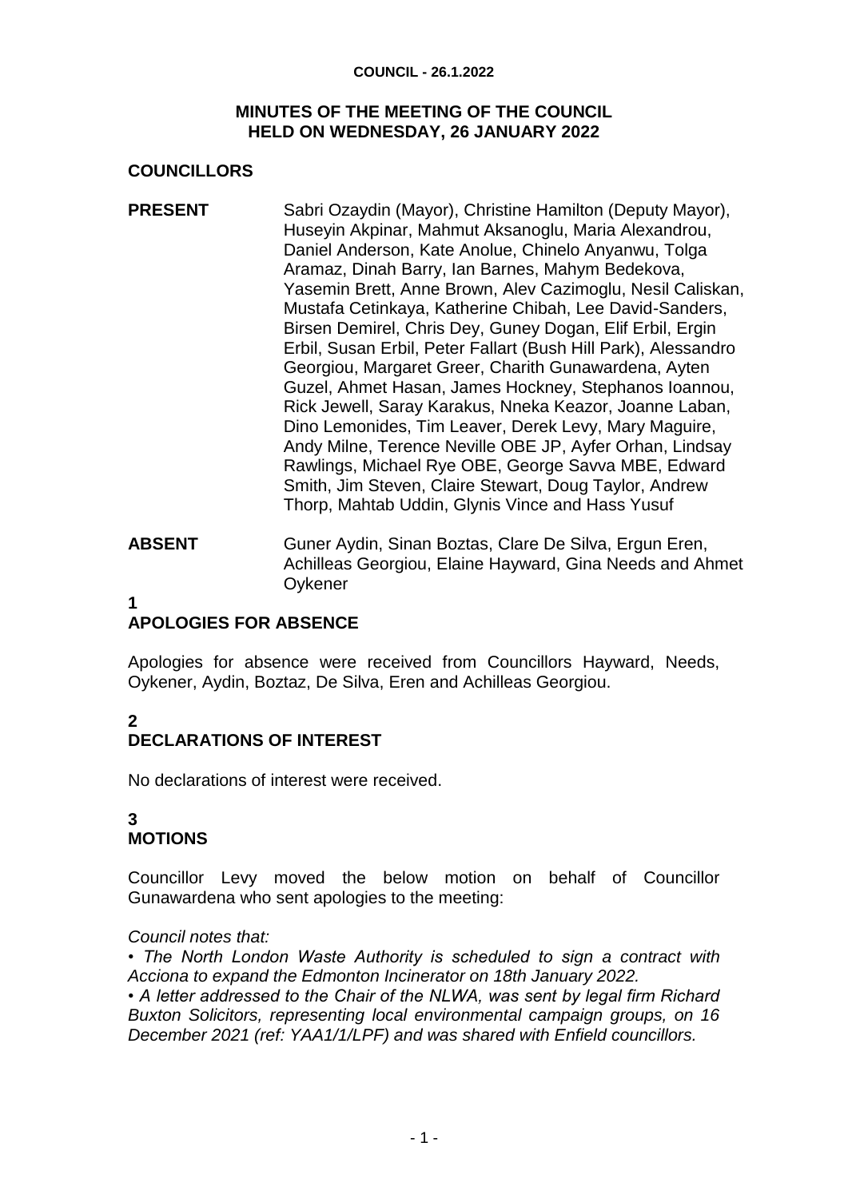# MINUTES OF THE MEETING OF THE COUNCIL HELD ON WEDNESDAY, 26 JANUARY 2022

## COUNCILLORS

**PRESENT** Sabri Ozaydin (Mayor), Christine Hamilton (Deputy Mayor), Huseyin Akpinar, Mahmut Aksanoglu, Maria Alexandrou, Daniel Anderson, Kate Anolue, Chinelo Anyanwu, Tolga Aramaz, Dinah Barry, Ian Barnes, Mahym Bedekova, Yasemin Brett, Anne Brown, Alev Cazimoglu, Nesil Caliskan, Mustafa Cetinkaya, Katherine Chibah, Lee David-Sanders, Birsen Demirel, Chris Dey, Guney Dogan, Elif Erbil, Ergin Erbil, Susan Erbil, Peter Fallart (Bush Hill Park), Alessandro Georgiou, Margaret Greer, Charith Gunawardena, Ayten Guzel, Ahmet Hasan, James Hockney, Stephanos Ioannou, Rick Jewell, Saray Karakus, Nneka Keazor, Joanne Laban, Dino Lemonides, Tim Leaver, Derek Levy, Mary Maguire, Andy Milne, Terence Neville OBE JP, Ayfer Orhan, Lindsay Rawlings, Michael Rye OBE, George Savva MBE, Edward Smith, Jim Steven, Claire Stewart, Doug Taylor, Andrew Thorp, Mahtab Uddin, Glynis Vince and Hass Yusuf

**ABSENT** Guner Aydin, Sinan Boztas, Clare De Silva, Ergun Eren, Achilleas Georgiou, Elaine Hayward, Gina Needs and Ahmet Oykener

## 1 APOLOGIES FOR ABSENCE

Apologies for absence were received from Councillors Hayward, Needs, Oykener, Aydin, Boztaz, De Silva, Eren and Achilleas Georgiou.

## 2 DECLARATIONS OF INTEREST

No declarations of interest were received.

## 3 MOTIONS

Councillor Levy moved the below motion on behalf of Councillor Gunawardena who sent apologies to the meeting:

*Council notes that:*

*• The North London Waste Authority is scheduled to sign a contract with Acciona to expand the Edmonton Incinerator on 18th January 2022.*

*• A letter addressed to the Chair of the NLWA, was sent by legal firm Richard Buxton Solicitors, representing local environmental campaign groups, on 16 December 2021 (ref: YAA1/1/LPF) and was shared with Enfield councillors.*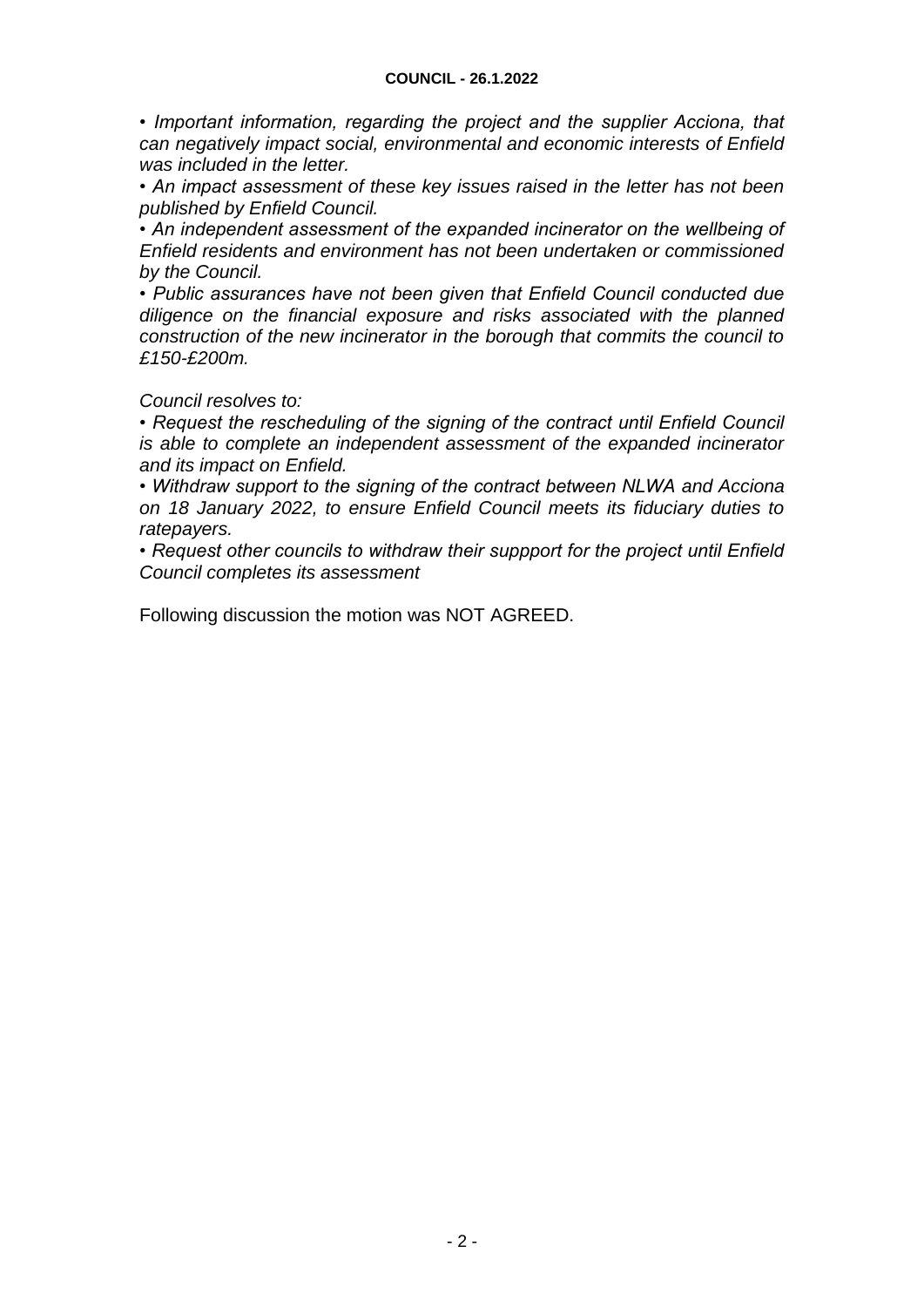*• Important information, regarding the project and the supplier Acciona, that can negatively impact social, environmental and economic interests of Enfield was included in the letter.*

*• An impact assessment of these key issues raised in the letter has not been published by Enfield Council.*

*• An independent assessment of the expanded incinerator on the wellbeing of Enfield residents and environment has not been undertaken or commissioned by the Council.*

*• Public assurances have not been given that Enfield Council conducted due diligence on the financial exposure and risks associated with the planned construction of the new incinerator in the borough that commits the council to £150-£200m.*

*Council resolves to:*

*• Request the rescheduling of the signing of the contract until Enfield Council is able to complete an independent assessment of the expanded incinerator and its impact on Enfield.*

*• Withdraw support to the signing of the contract between NLWA and Acciona on 18 January 2022, to ensure Enfield Council meets its fiduciary duties to ratepayers.*

*• Request other councils to withdraw their suppport for the project until Enfield Council completes its assessment*

Following discussion the motion was NOT AGREED.